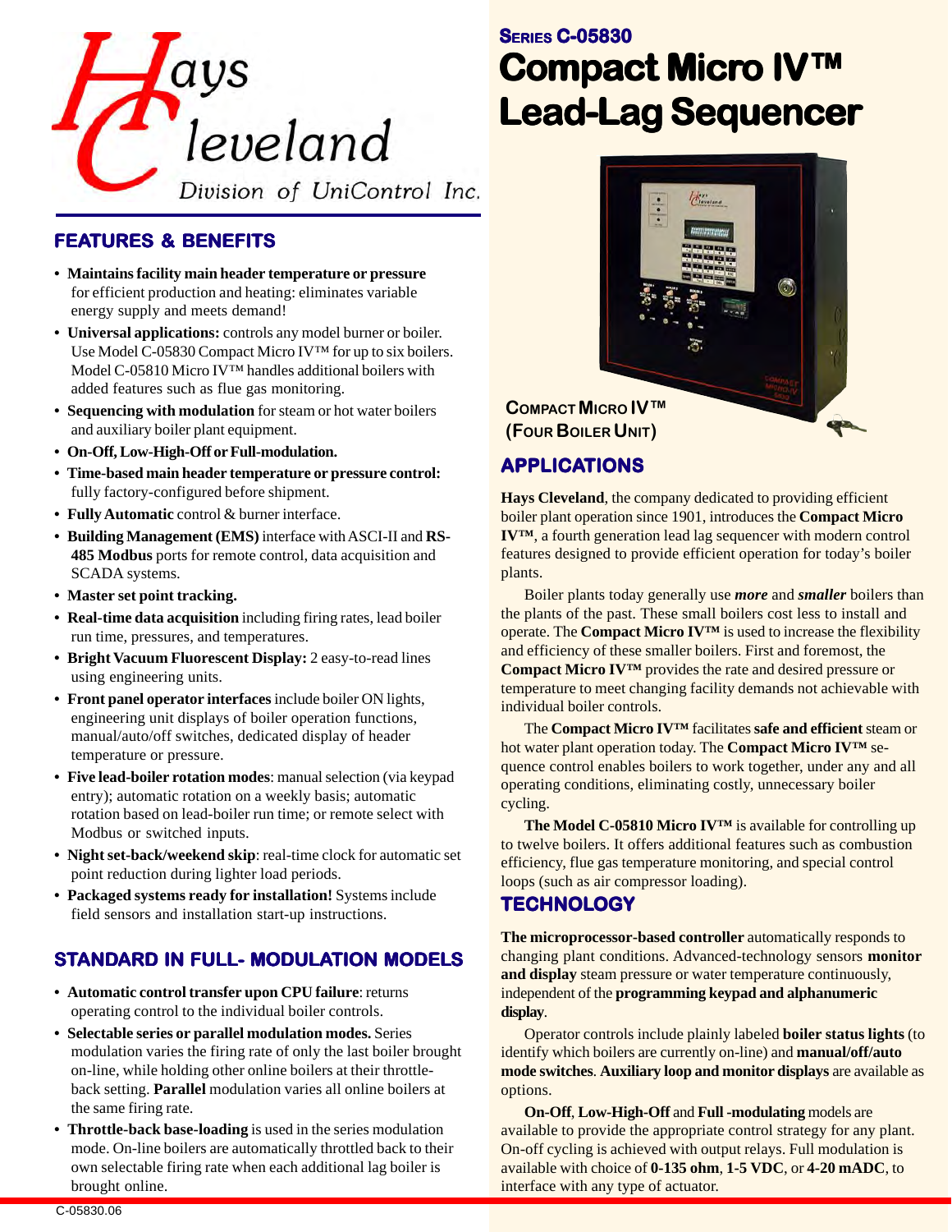Hays Cleveland

Division of UniControl Inc.

## Features & Benefits

- **Maintains facility main header temperature or pressure** for efficient production and heating: eliminates variable energy supply and meets demand!
- **Universal applications:** controls any model burner or boiler. Use Model C-05830 Compact Micro IV™ for up to six boilers. Model C-05810 Micro IV™ handles additional boilers with added features such as flue gas monitoring.
- **Sequencing with modulation** for steam or hot water boilers and auxiliary boiler plant equipment.
- **On-Off, Low-High-Off or Full-modulation.**
- **Time-based main header temperature or pressure control:** fully factory-configured before shipment.
- **Fully Automatic** control & burner interface.
- **Building Management (EMS)** interface with ASCI-II and **RS-485 Modbus** ports for remote control, data acquisition and SCADA systems.
- **Master set point tracking.**
- **Real-time data acquisition** including firing rates, lead boiler run time, pressures, and temperatures.
- **Bright Vacuum Fluorescent Display:** 2 easy-to-read lines using engineering units.
- **Front panel operator interfaces** include boiler ON lights, engineering unit displays of boiler operation functions, manual/auto/off switches, dedicated display of header temperature or pressure.
- **Five lead-boiler rotation modes**: manual selection (via keypad entry); automatic rotation on a weekly basis; automatic rotation based on lead-boiler run time; or remote select with Modbus or switched inputs.
- **Night set-back/weekend skip**: real-time clock for automatic set point reduction during lighter load periods.
- **Packaged systems ready for installation!** Systems include field sensors and installation start-up instructions.

## Standard in Full- Modulation Models

- **Automatic control transfer upon CPU failure**: returns operating control to the individual boiler controls.
- **Selectable series or parallel modulation modes.** Series modulation varies the firing rate of only the last boiler brought on-line, while holding other online boilers at their throttle-back setting. **Parallel** modulation varies all online boilers at the same firing rate.
- **Throttle-back base-loading** is used in the series modulation mode. On-line boilers are automatically throttled back to their own selectable firing rate when each additional lag boiler is brought online.

**Series C-05830**

# Compact Micro IV™ Lead-Lag Sequencer

**Compact Micro IV™ (Four Boiler Unit)**

## Applications

**Hays Cleveland**, the company dedicated to providing efficient boiler plant operation since 1901, introduces the **Compact Micro IV™**, a fourth generation lead lag sequencer with modern control features designed to provide efficient operation for today's boiler plants.

Boiler plants today generally use ***more*** and ***smaller*** boilers than the plants of the past. These small boilers cost less to install and operate. The **Compact Micro IV™** is used to increase the flexibility and efficiency of these smaller boilers. First and foremost, the **Compact Micro IV™** provides the rate and desired pressure or temperature to meet changing facility demands not achievable with individual boiler controls.

The **Compact Micro IV™** facilitates **safe and efficient** steam or hot water plant operation today. The **Compact Micro IV™** sequence control enables boilers to work together, under any and all operating conditions, eliminating costly, unnecessary boiler cycling.

**The Model C-05810 Micro IV™** is available for controlling up to twelve boilers. It offers additional features such as combustion efficiency, flue gas temperature monitoring, and special control loops (such as air compressor loading).

## Technology

**The microprocessor-based controller** automatically responds to changing plant conditions. Advanced-technology sensors **monitor and display** steam pressure or water temperature continuously, independent of the **programming keypad and alphanumeric display**.

Operator controls include plainly labeled **boiler status lights** (to identify which boilers are currently on-line) and **manual/off/auto mode switches**. **Auxiliary loop and monitor displays** are available as options.

**On-Off**, **Low-High-Off** and **Full -modulating** models are available to provide the appropriate control strategy for any plant. On-off cycling is achieved with output relays. Full modulation is available with choice of **0-135 ohm**, **1-5 VDC**, or **4-20 mADC**, to interface with any type of actuator.

C-05830.06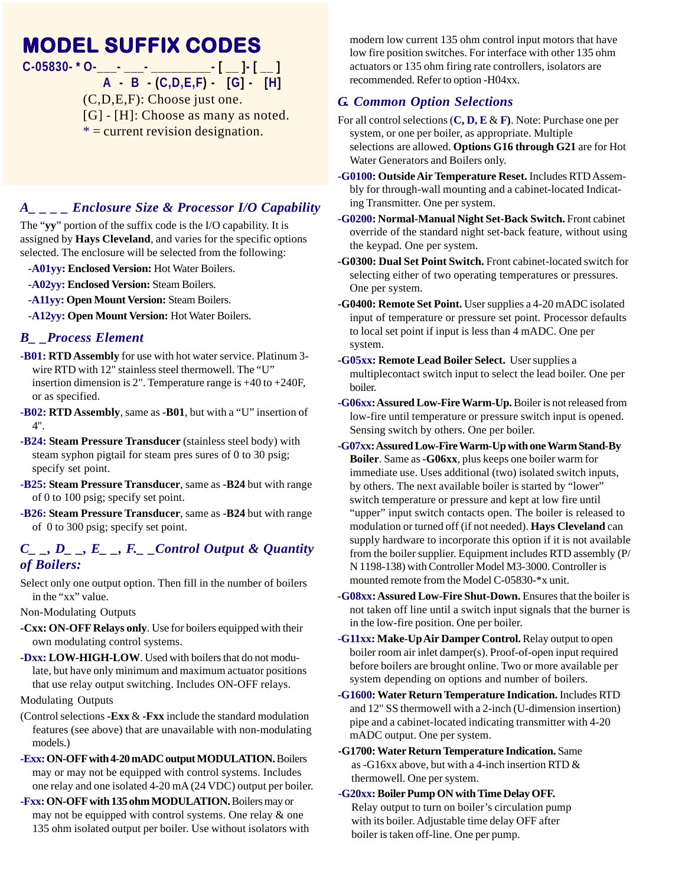# MODEL SUFFIX CODES

**C-05830- * O-___- ___- _________- [ __ ]- [ __ ]**
**A - B - (C,D,E,F) - [G] - [H]**

(C,D,E,F): Choose just one.
[G] - [H]: Choose as many as noted.
* = current revision designation.

## A_ _ _ _ Enclosure Size & Processor I/O Capability

The “**yy**” portion of the suffix code is the I/O capability. It is assigned by **Hays Cleveland**, and varies for the specific options selected. The enclosure will be selected from the following:

- **-A01yy: Enclosed Version:** Hot Water Boilers.
- **-A02yy: Enclosed Version:** Steam Boilers.
- **-A11yy: Open Mount Version:** Steam Boilers.
- **-A12yy: Open Mount Version:** Hot Water Boilers.

## B_ _Process Element

**-B01: RTD Assembly** for use with hot water service. Platinum 3-wire RTD with 12" stainless steel thermowell. The “U” insertion dimension is 2". Temperature range is +40 to +240F, or as specified.

**-B02: RTD Assembly**, same as **-B01**, but with a “U” insertion of 4".

**-B24: Steam Pressure Transducer** (stainless steel body) with steam syphon pigtail for steam pres sures of 0 to 30 psig; specify set point.

**-B25: Steam Pressure Transducer**, same as **-B24** but with range of 0 to 100 psig; specify set point.

**-B26: Steam Pressure Transducer**, same as **-B24** but with range of 0 to 300 psig; specify set point.

## C_ _, D_ _, E_ _, F._ _Control Output & Quantity of Boilers:

Select only one output option. Then fill in the number of boilers in the “xx” value.

Non-Modulating Outputs

**-Cxx: ON-OFF Relays only**. Use for boilers equipped with their own modulating control systems.

**-Dxx: LOW-HIGH-LOW**. Used with boilers that do not modulate, but have only minimum and maximum actuator positions that use relay output switching. Includes ON-OFF relays.

Modulating Outputs

(Control selections **-Exx** & **-Fxx** include the standard modulation features (see above) that are unavailable with non-modulating models.)

**-Exx: ON-OFF with 4-20 mADC output MODULATION.** Boilers may or may not be equipped with control systems. Includes one relay and one isolated 4-20 mA (24 VDC) output per boiler.

**-Fxx: ON-OFF with 135 ohm MODULATION.** Boilers may or may not be equipped with control systems. One relay & one 135 ohm isolated output per boiler. Use without isolators with modern low current 135 ohm control input motors that have low fire position switches. For interface with other 135 ohm actuators or 135 ohm firing rate controllers, isolators are recommended. Refer to option -H04xx.

## G. Common Option Selections

For all control selections (**C, D, E** & **F**). Note: Purchase one per system, or one per boiler, as appropriate. Multiple selections are allowed. **Options G16 through G21** are for Hot Water Generators and Boilers only.

**-G0100: Outside Air Temperature Reset.** Includes RTD Assembly for through-wall mounting and a cabinet-located Indicating Transmitter. One per system.

**-G0200: Normal-Manual Night Set-Back Switch.** Front cabinet override of the standard night set-back feature, without using the keypad. One per system.

**-G0300: Dual Set Point Switch.** Front cabinet-located switch for selecting either of two operating temperatures or pressures. One per system.

**-G0400: Remote Set Point.** User supplies a 4-20 mADC isolated input of temperature or pressure set point. Processor defaults to local set point if input is less than 4 mADC. One per system.

**-G05xx: Remote Lead Boiler Select.** User supplies a multiplecontact switch input to select the lead boiler. One per boiler.

**-G06xx: Assured Low-Fire Warm-Up.** Boiler is not released from low-fire until temperature or pressure switch input is opened. Sensing switch by others. One per boiler.

**-G07xx: Assured Low-Fire Warm-Up with one Warm Stand-By Boiler**. Same as **-G06xx**, plus keeps one boiler warm for immediate use. Uses additional (two) isolated switch inputs, by others. The next available boiler is started by “lower” switch temperature or pressure and kept at low fire until “upper” input switch contacts open. The boiler is released to modulation or turned off (if not needed). **Hays Cleveland** can supply hardware to incorporate this option if it is not available from the boiler supplier. Equipment includes RTD assembly (P/N 1198-138) with Controller Model M3-3000. Controller is mounted remote from the Model C-05830-*x unit.

**-G08xx: Assured Low-Fire Shut-Down.** Ensures that the boiler is not taken off line until a switch input signals that the burner is in the low-fire position. One per boiler.

**-G11xx: Make-Up Air Damper Control.** Relay output to open boiler room air inlet damper(s). Proof-of-open input required before boilers are brought online. Two or more available per system depending on options and number of boilers.

**-G1600: Water Return Temperature Indication.** Includes RTD and 12" SS thermowell with a 2-inch (U-dimension insertion) pipe and a cabinet-located indicating transmitter with 4-20 mADC output. One per system.

**-G1700: Water Return Temperature Indication.** Same as -G16xx above, but with a 4-inch insertion RTD & thermowell. One per system.

**-G20xx: Boiler Pump ON with Time Delay OFF.** Relay output to turn on boiler’s circulation pump with its boiler. Adjustable time delay OFF after boiler is taken off-line. One per pump.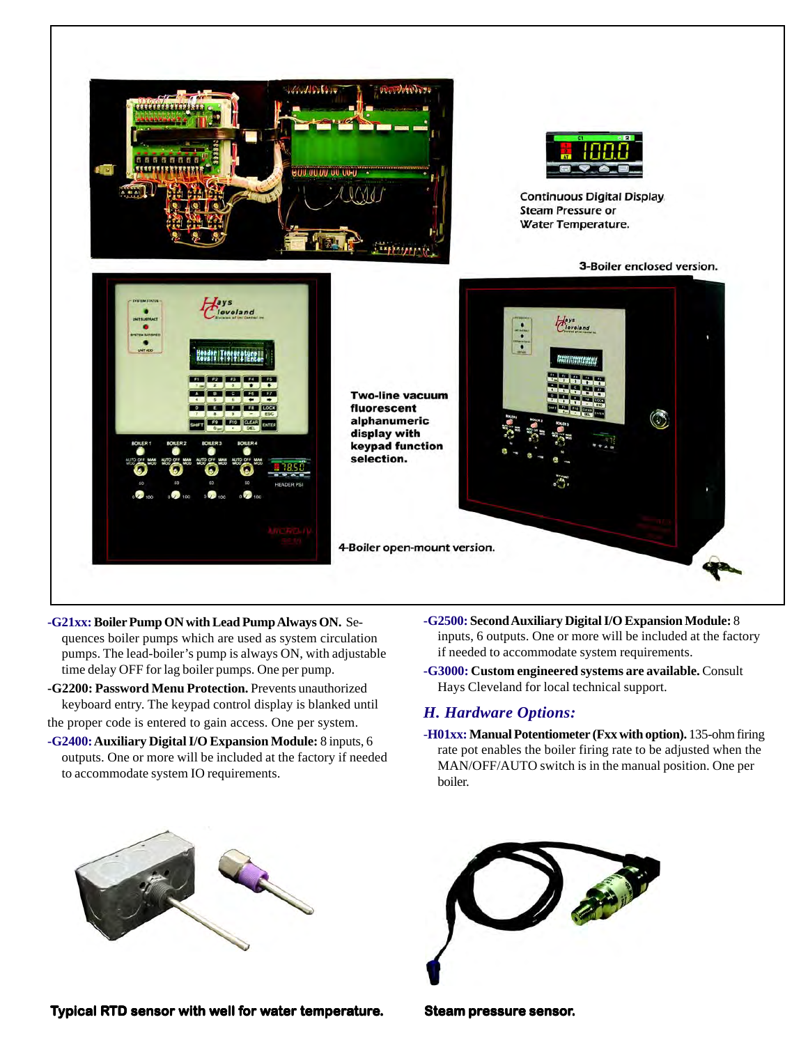Continuous Digital Display Steam Pressure or Water Temperature.

3-Boiler enclosed version.

Two-line vacuum fluorescent alphanumeric display with keypad function selection.

4-Boiler open-mount version.

**-G21xx: Boiler Pump ON with Lead Pump Always ON.** Sequences boiler pumps which are used as system circulation pumps. The lead-boiler's pump is always ON, with adjustable time delay OFF for lag boiler pumps. One per pump.

**-G2200: Password Menu Protection.** Prevents unauthorized keyboard entry. The keypad control display is blanked until the proper code is entered to gain access. One per system.

**-G2400: Auxiliary Digital I/O Expansion Module:** 8 inputs, 6 outputs. One or more will be included at the factory if needed to accommodate system IO requirements.

**-G2500: Second Auxiliary Digital I/O Expansion Module:** 8 inputs, 6 outputs. One or more will be included at the factory if needed to accommodate system requirements.

**-G3000: Custom engineered systems are available.** Consult Hays Cleveland for local technical support.

## *H. Hardware Options:*

**-H01xx: Manual Potentiometer (Fxx with option).** 135-ohm firing rate pot enables the boiler firing rate to be adjusted when the MAN/OFF/AUTO switch is in the manual position. One per boiler.

**Typical RTD sensor with well for water temperature.**

**Steam pressure sensor.**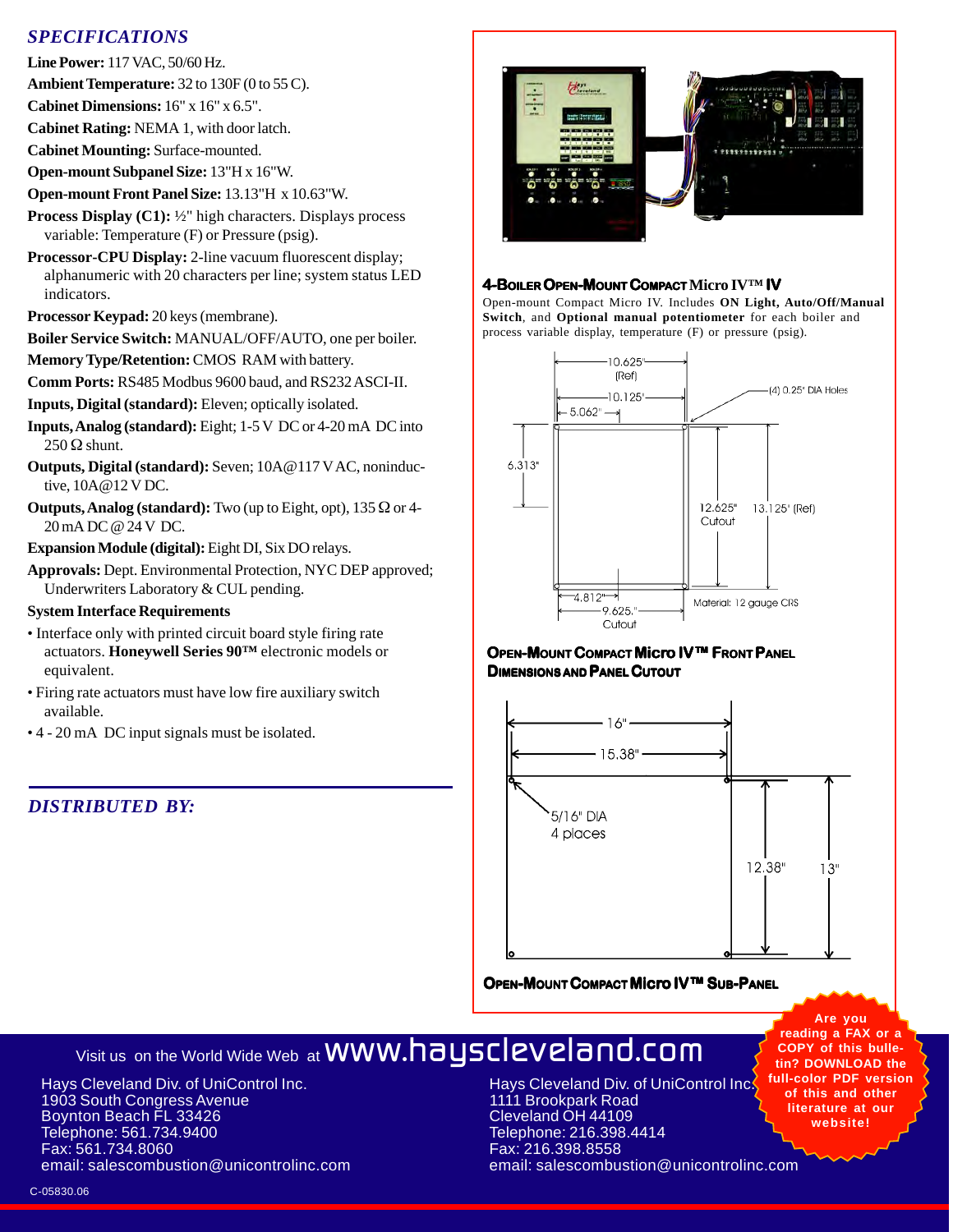## *SPECIFICATIONS*

**Line Power:** 117 VAC, 50/60 Hz.

**Ambient Temperature:** 32 to 130F (0 to 55 C).

**Cabinet Dimensions:** 16" x 16" x 6.5".

**Cabinet Rating:** NEMA 1, with door latch.

**Cabinet Mounting:** Surface-mounted.

**Open-mount Subpanel Size:** 13"H x 16"W.

**Open-mount Front Panel Size:** 13.13"H x 10.63"W.

**Process Display (C1):** ½" high characters. Displays process variable: Temperature (F) or Pressure (psig).

**Processor-CPU Display:** 2-line vacuum fluorescent display; alphanumeric with 20 characters per line; system status LED indicators.

**Processor Keypad:** 20 keys (membrane).

**Boiler Service Switch:** MANUAL/OFF/AUTO, one per boiler.

**Memory Type/Retention:** CMOS RAM with battery.

**Comm Ports:** RS485 Modbus 9600 baud, and RS232 ASCI-II.

**Inputs, Digital (standard):** Eleven; optically isolated.

**Inputs, Analog (standard):** Eight; 1-5 V DC or 4-20 mA DC into 250 Ω shunt.

**Outputs, Digital (standard):** Seven; 10A@117 V AC, noninductive, 10A@12 V DC.

**Outputs, Analog (standard):** Two (up to Eight, opt), 135 Ω or 4-20 mA DC @ 24 V DC.

**Expansion Module (digital):** Eight DI, Six DO relays.

**Approvals:** Dept. Environmental Protection, NYC DEP approved; Underwriters Laboratory & CUL pending.

**System Interface Requirements**

- Interface only with printed circuit board style firing rate actuators. **Honeywell Series 90™** electronic models or equivalent.
- Firing rate actuators must have low fire auxiliary switch available.
- 4 - 20 mA DC input signals must be isolated.

## *DISTRIBUTED BY:*

**4-Boiler Open-Mount Compact Micro IV™ IV**

Open-mount Compact Micro IV. Includes **ON Light, Auto/Off/Manual Switch**, and **Optional manual potentiometer** for each boiler and process variable display, temperature (F) or pressure (psig).

10.625" (Ref)
10.125"
5.062"
(4) 0.25" DIA Holes
6.313"
12.625" Cutout
13.125" (Ref)
4.812"
9.625." Cutout
Material: 12 gauge CRS

**Open-Mount Compact Micro IV™ Front Panel Dimensions and Panel Cutout**

16"
15.38"
5/16" DIA
4 places
12.38"
13"

**Open-Mount Compact Micro IV™ Sub-Panel**

Visit us on the World Wide Web at **www.hayscleveland.com**

Hays Cleveland Div. of UniControl Inc.
1903 South Congress Avenue
Boynton Beach FL 33426
Telephone: 561.734.9400
Fax: 561.734.8060
email: salescombustion@unicontrolinc.com

Hays Cleveland Div. of UniControl Inc.
1111 Brookpark Road
Cleveland OH 44109
Telephone: 216.398.4414
Fax: 216.398.8558
email: salescombustion@unicontrolinc.com

**Are you reading a FAX or a COPY of this bulletin? DOWNLOAD the full-color PDF version of this and other literature at our website!**

C-05830.06